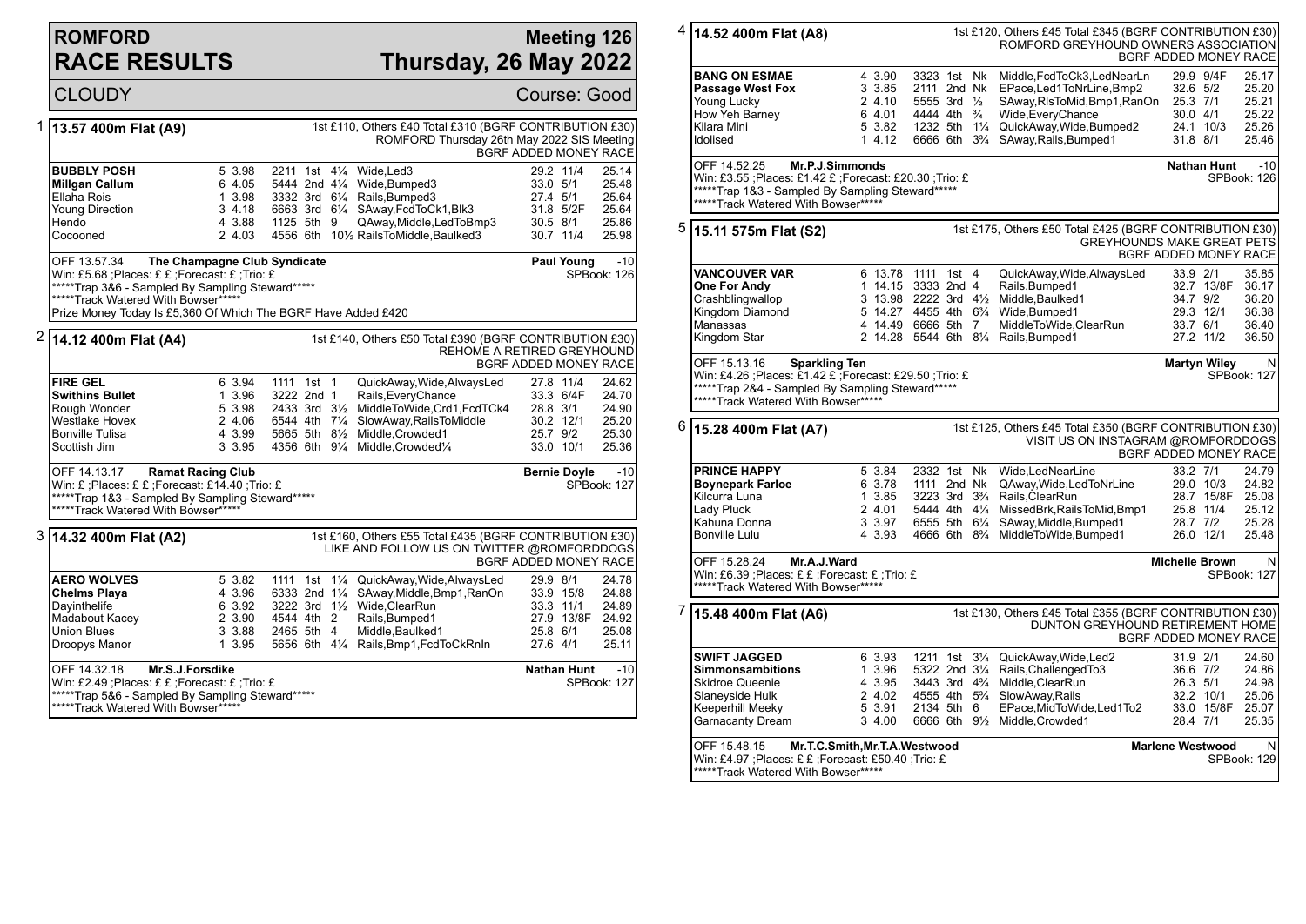# ROMFORD RACE RESULTS

## Meeting 126 — Thursday, 26 May 2022

CLOUDY — Course: Good

### 1 — 13.57 400m Flat (A9)

1st £110, Others £40 Total £310 (BGRF CONTRIBUTION £30)
ROMFORD Thursday 26th May 2022 SIS Meeting
BGRF ADDED MONEY RACE

| Greyhound | Trap | Split | Sectionals | Pos | Dist | Comment | Wt | SP | Time |
|---|---|---|---|---|---|---|---|---|---|
| **BUBBLY POSH** | 5 | 3.98 | 2211 | 1st | 4¼ | Wide,Led3 | 29.2 | 11/4 | 25.14 |
| **Millgan Callum** | 6 | 4.05 | 5444 | 2nd | 4¼ | Wide,Bumped3 | 33.0 | 5/1 | 25.48 |
| Ellaha Rois | 1 | 3.98 | 3332 | 3rd | 6¼ | Rails,Bumped3 | 27.4 | 5/1 | 25.64 |
| Young Direction | 3 | 4.18 | 6663 | 3rd | 6¼ | SAway,FcdToCk1,Blk3 | 31.8 | 5/2F | 25.64 |
| Hendo | 4 | 3.88 | 1125 | 5th | 9 | QAway,Middle,LedToBmp3 | 30.5 | 8/1 | 25.86 |
| Cocooned | 2 | 4.03 | 4556 | 6th | 10½ | RailsToMiddle,Baulked3 | 30.7 | 11/4 | 25.98 |

OFF 13.57.34 **The Champagne Club Syndicate** — **Paul Young** -10
Win: £5.68 ;Places: £ £ ;Forecast: £ ;Trio: £ — SPBook: 126
*****Trap 3&6 - Sampled By Sampling Steward*****
*****Track Watered With Bowser*****
Prize Money Today Is £5,360 Of Which The BGRF Have Added £420

### 2 — 14.12 400m Flat (A4)

1st £140, Others £50 Total £390 (BGRF CONTRIBUTION £30)
REHOME A RETIRED GREYHOUND
BGRF ADDED MONEY RACE

| Greyhound | Trap | Split | Sectionals | Pos | Dist | Comment | Wt | SP | Time |
|---|---|---|---|---|---|---|---|---|---|
| **FIRE GEL** | 6 | 3.94 | 1111 | 1st | 1 | QuickAway,Wide,AlwaysLed | 27.8 | 11/4 | 24.62 |
| **Swithins Bullet** | 1 | 3.96 | 3222 | 2nd | 1 | Rails,EveryChance | 33.3 | 6/4F | 24.70 |
| Rough Wonder | 5 | 3.98 | 2433 | 3rd | 3½ | MiddleToWide,Crd1,FcdTCk4 | 28.8 | 3/1 | 24.90 |
| Westlake Hovex | 2 | 4.06 | 6544 | 4th | 7¼ | SlowAway,RailsToMiddle | 30.2 | 12/1 | 25.20 |
| Bonville Tulisa | 4 | 3.99 | 5665 | 5th | 8½ | Middle,Crowded1 | 25.7 | 9/2 | 25.30 |
| Scottish Jim | 3 | 3.95 | 4356 | 6th | 9¼ | Middle,Crowded¼ | 33.0 | 10/1 | 25.36 |

OFF 14.13.17 **Ramat Racing Club** — **Bernie Doyle** -10
Win: £ ;Places: £ £ ;Forecast: £14.40 ;Trio: £ — SPBook: 127
*****Trap 1&3 - Sampled By Sampling Steward*****
*****Track Watered With Bowser*****

### 3 — 14.32 400m Flat (A2)

1st £160, Others £55 Total £435 (BGRF CONTRIBUTION £30)
LIKE AND FOLLOW US ON TWITTER @ROMFORDDOGS
BGRF ADDED MONEY RACE

| Greyhound | Trap | Split | Sectionals | Pos | Dist | Comment | Wt | SP | Time |
|---|---|---|---|---|---|---|---|---|---|
| **AERO WOLVES** | 5 | 3.82 | 1111 | 1st | 1¼ | QuickAway,Wide,AlwaysLed | 29.9 | 8/1 | 24.78 |
| **Chelms Playa** | 4 | 3.96 | 6333 | 2nd | 1¼ | SAway,Middle,Bmp1,RanOn | 33.9 | 15/8 | 24.88 |
| Dayinthelife | 6 | 3.92 | 3222 | 3rd | 1½ | Wide,ClearRun | 33.3 | 11/1 | 24.89 |
| Madabout Kacey | 2 | 3.90 | 4544 | 4th | 2 | Rails,Bumped1 | 27.9 | 13/8F | 24.92 |
| Union Blues | 3 | 3.88 | 2465 | 5th | 4 | Middle,Baulked1 | 25.8 | 6/1 | 25.08 |
| Droopys Manor | 1 | 3.95 | 5656 | 6th | 4¼ | Rails,Bmp1,FcdToCkRnIn | 27.6 | 4/1 | 25.11 |

OFF 14.32.18 **Mr.S.J.Forsdike** — **Nathan Hunt** -10
Win: £2.49 ;Places: £ £ ;Forecast: £ ;Trio: £ — SPBook: 127
*****Trap 5&6 - Sampled By Sampling Steward*****
*****Track Watered With Bowser*****

### 4 — 14.52 400m Flat (A8)

1st £120, Others £45 Total £345 (BGRF CONTRIBUTION £30)
ROMFORD GREYHOUND OWNERS ASSOCIATION
BGRF ADDED MONEY RACE

| Greyhound | Trap | Split | Sectionals | Pos | Dist | Comment | Wt | SP | Time |
|---|---|---|---|---|---|---|---|---|---|
| **BANG ON ESMAE** | 4 | 3.90 | 3323 | 1st | Nk | Middle,FcdToCk3,LedNearLn | 29.9 | 9/4F | 25.17 |
| **Passage West Fox** | 3 | 3.85 | 2111 | 2nd | Nk | EPace,Led1ToNrLine,Bmp2 | 32.6 | 5/2 | 25.20 |
| Young Lucky | 2 | 4.10 | 5555 | 3rd | ½ | SAway,RlsToMid,Bmp1,RanOn | 25.3 | 7/1 | 25.21 |
| How Yeh Barney | 6 | 4.01 | 4444 | 4th | ¾ | Wide,EveryChance | 30.0 | 4/1 | 25.22 |
| Kilara Mini | 5 | 3.82 | 1232 | 5th | 1¼ | QuickAway,Wide,Bumped2 | 24.1 | 10/3 | 25.26 |
| Idolised | 1 | 4.12 | 6666 | 6th | 3¾ | SAway,Rails,Bumped1 | 31.8 | 8/1 | 25.46 |

OFF 14.52.25 **Mr.P.J.Simmonds** — **Nathan Hunt** -10
Win: £3.55 ;Places: £1.42 £ ;Forecast: £20.30 ;Trio: £ — SPBook: 126
*****Trap 1&3 - Sampled By Sampling Steward*****
*****Track Watered With Bowser*****

### 5 — 15.11 575m Flat (S2)

1st £175, Others £50 Total £425 (BGRF CONTRIBUTION £30)
GREYHOUNDS MAKE GREAT PETS
BGRF ADDED MONEY RACE

| Greyhound | Trap | Split | Sectionals | Pos | Dist | Comment | Wt | SP | Time |
|---|---|---|---|---|---|---|---|---|---|
| **VANCOUVER VAR** | 6 | 13.78 | 1111 | 1st | 4 | QuickAway,Wide,AlwaysLed | 33.9 | 2/1 | 35.85 |
| **One For Andy** | 1 | 14.15 | 3333 | 2nd | 4 | Rails,Bumped1 | 32.7 | 13/8F | 36.17 |
| Crashblingwallop | 3 | 13.98 | 2222 | 3rd | 4½ | Middle,Baulked1 | 34.7 | 9/2 | 36.20 |
| Kingdom Diamond | 5 | 14.27 | 4455 | 4th | 6¾ | Wide,Bumped1 | 29.3 | 12/1 | 36.38 |
| Manassas | 4 | 14.49 | 6666 | 5th | 7 | MiddleToWide,ClearRun | 33.7 | 6/1 | 36.40 |
| Kingdom Star | 2 | 14.28 | 5544 | 6th | 8¼ | Rails,Bumped1 | 27.2 | 11/2 | 36.50 |

OFF 15.13.16 **Sparkling Ten** — **Martyn Wiley** N
Win: £4.26 ;Places: £1.42 £ ;Forecast: £29.50 ;Trio: £ — SPBook: 127
*****Trap 2&4 - Sampled By Sampling Steward*****
*****Track Watered With Bowser*****

### 6 — 15.28 400m Flat (A7)

1st £125, Others £45 Total £350 (BGRF CONTRIBUTION £30)
VISIT US ON INSTAGRAM @ROMFORDDOGS
BGRF ADDED MONEY RACE

| Greyhound | Trap | Split | Sectionals | Pos | Dist | Comment | Wt | SP | Time |
|---|---|---|---|---|---|---|---|---|---|
| **PRINCE HAPPY** | 5 | 3.84 | 2332 | 1st | Nk | Wide,LedNearLine | 33.2 | 7/1 | 24.79 |
| **Boynepark Farloe** | 6 | 3.78 | 1111 | 2nd | Nk | QAway,Wide,LedToNrLine | 29.0 | 10/3 | 24.82 |
| Kilcurra Luna | 1 | 3.85 | 3223 | 3rd | 3¾ | Rails,ClearRun | 28.7 | 15/8F | 25.08 |
| Lady Pluck | 2 | 4.01 | 5444 | 4th | 4½ | MissedBrk,RailsToMid,Bmp1 | 25.8 | 11/4 | 25.12 |
| Kahuna Donna | 3 | 3.97 | 6555 | 5th | 6¼ | SAway,Middle,Bumped1 | 28.7 | 7/2 | 25.28 |
| Bonville Lulu | 4 | 3.93 | 4666 | 6th | 8¾ | MiddleToWide,Bumped1 | 26.0 | 12/1 | 25.48 |

OFF 15.28.24 **Mr.A.J.Ward** — **Michelle Brown** N
Win: £6.39 ;Places: £ £ ;Forecast: £ ;Trio: £ — SPBook: 127
*****Track Watered With Bowser*****

### 7 — 15.48 400m Flat (A6)

1st £130, Others £45 Total £355 (BGRF CONTRIBUTION £30)
DUNTON GREYHOUND RETIREMENT HOME
BGRF ADDED MONEY RACE

| Greyhound | Trap | Split | Sectionals | Pos | Dist | Comment | Wt | SP | Time |
|---|---|---|---|---|---|---|---|---|---|
| **SWIFT JAGGED** | 6 | 3.93 | 1211 | 1st | 3¼ | QuickAway,Wide,Led2 | 31.9 | 2/1 | 24.60 |
| **Simmonsambitions** | 1 | 3.96 | 5322 | 2nd | 3¼ | Rails,ChallengedTo3 | 36.6 | 7/2 | 24.86 |
| Skidroe Queenie | 4 | 3.95 | 3443 | 3rd | 4¾ | Middle,ClearRun | 26.3 | 5/1 | 24.98 |
| Slaneyside Hulk | 2 | 4.02 | 4555 | 4th | 5¾ | SlowAway,Rails | 32.2 | 10/1 | 25.06 |
| Keeperhill Meeky | 5 | 3.91 | 2134 | 5th | 6 | EPace,MidToWide,Led1To2 | 33.0 | 15/8F | 25.07 |
| Garnacanty Dream | 3 | 4.00 | 6666 | 6th | 9½ | Middle,Crowded1 | 28.4 | 7/1 | 25.35 |

OFF 15.48.15 **Mr.T.C.Smith,Mr.T.A.Westwood** — **Marlene Westwood** N
Win: £4.97 ;Places: £ £ ;Forecast: £50.40 ;Trio: £ — SPBook: 129
*****Track Watered With Bowser*****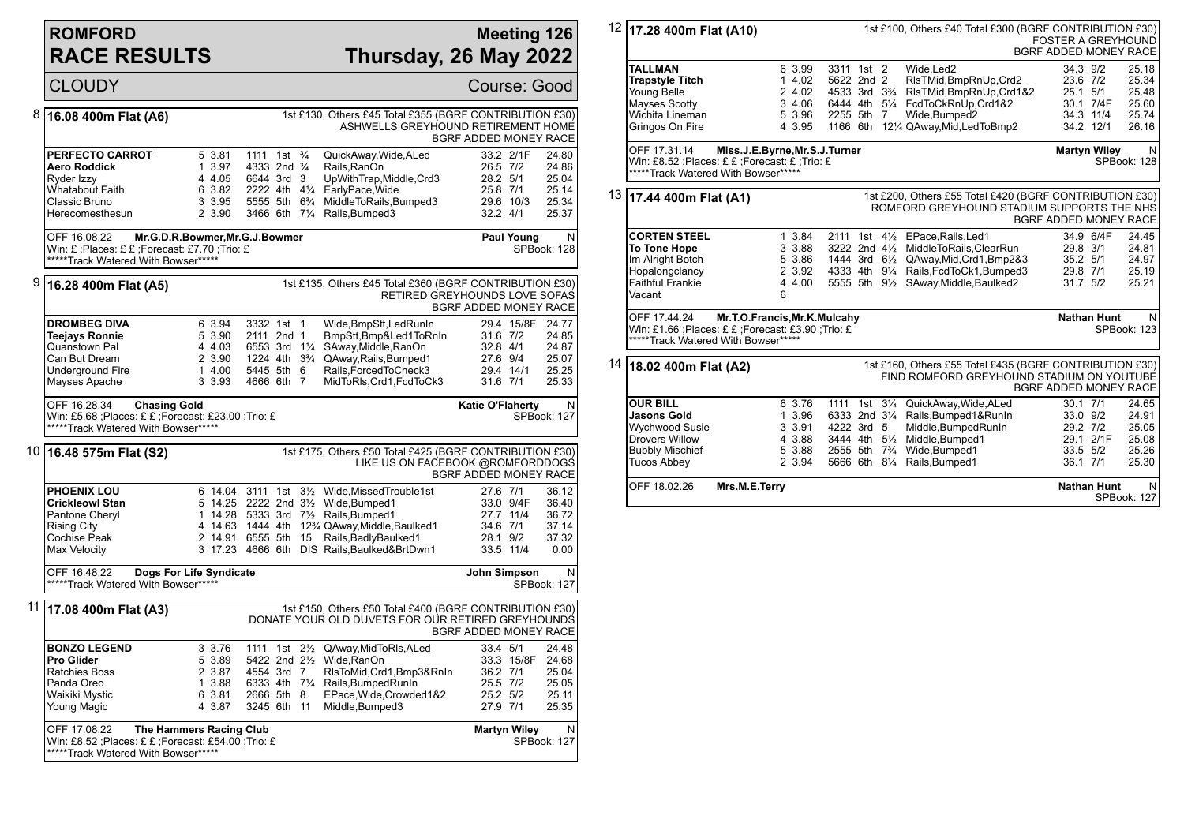# ROMFORD RACE RESULTS

## Meeting 126 Thursday, 26 May 2022

CLOUDY — Course: Good

### 8 — 16.08 400m Flat (A6)

1st £130, Others £45 Total £355 (BGRF CONTRIBUTION £30)
ASHWELLS GREYHOUND RETIREMENT HOME
BGRF ADDED MONEY RACE

| | | | | | | | | | | |
|---|---|---|---|---|---|---|---|---|---|---|
| **PERFECTO CARROT** | 5 | 3.81 | 1111 | 1st | ¾ | QuickAway,Wide,ALed | 33.2 | 2/1F | 24.80 |
| **Aero Roddick** | 1 | 3.97 | 4333 | 2nd | ¾ | Rails,RanOn | 26.5 | 7/2 | 24.86 |
| Ryder Izzy | 4 | 4.05 | 6644 | 3rd | 3 | UpWithTrap,Middle,Crd3 | 28.2 | 5/1 | 25.04 |
| Whatabout Faith | 6 | 3.82 | 2222 | 4th | 4¼ | EarlyPace,Wide | 25.8 | 7/1 | 25.14 |
| Classic Bruno | 3 | 3.95 | 5555 | 5th | 6¾ | MiddleToRails,Bumped3 | 29.6 | 10/3 | 25.34 |
| Herecomesthesun | 2 | 3.90 | 3466 | 6th | 7¼ | Rails,Bumped3 | 32.2 | 4/1 | 25.37 |

OFF 16.08.22 **Mr.G.D.R.Bowmer,Mr.G.J.Bowmer** — **Paul Young** N
Win: £ ;Places: £ £ ;Forecast: £7.70 ;Trio: £ — SPBook: 128
*****Track Watered With Bowser*****

### 9 — 16.28 400m Flat (A5)

1st £135, Others £45 Total £360 (BGRF CONTRIBUTION £30)
RETIRED GREYHOUNDS LOVE SOFAS
BGRF ADDED MONEY RACE

| | | | | | | | | | |
|---|---|---|---|---|---|---|---|---|---|
| **DROMBEG DIVA** | 6 | 3.94 | 3332 | 1st | 1 | Wide,BmpStt,LedRunIn | 29.4 | 15/8F | 24.77 |
| **Teejays Ronnie** | 5 | 3.90 | 2111 | 2nd | 1 | BmpStt,Bmp&Led1ToRnIn | 31.6 | 7/2 | 24.85 |
| Quanstown Pal | 4 | 4.03 | 6553 | 3rd | 1¼ | SAway,Middle,RanOn | 32.8 | 4/1 | 24.87 |
| Can But Dream | 2 | 3.90 | 1224 | 4th | 3¾ | QAway,Rails,Bumped1 | 27.6 | 9/4 | 25.07 |
| Underground Fire | 1 | 4.00 | 5445 | 5th | 6 | Rails,ForcedToCheck3 | 29.4 | 14/1 | 25.25 |
| Mayses Apache | 3 | 3.93 | 4666 | 6th | 7 | MidToRls,Crd1,FcdToCk3 | 31.6 | 7/1 | 25.33 |

OFF 16.28.34 **Chasing Gold** — **Katie O'Flaherty** N
Win: £5.68 ;Places: £ £ ;Forecast: £23.00 ;Trio: £ — SPBook: 127
*****Track Watered With Bowser*****

### 10 — 16.48 575m Flat (S2)

1st £175, Others £50 Total £425 (BGRF CONTRIBUTION £30)
LIKE US ON FACEBOOK @ROMFORDDOGS
BGRF ADDED MONEY RACE

| | | | | | | | | | |
|---|---|---|---|---|---|---|---|---|---|
| **PHOENIX LOU** | 6 | 14.04 | 3111 | 1st | 3½ | Wide,MissedTrouble1st | 27.6 | 7/1 | 36.12 |
| **Crickleowl Stan** | 5 | 14.25 | 2222 | 2nd | 3½ | Wide,Bumped1 | 33.0 | 9/4F | 36.40 |
| Pantone Cheryl | 1 | 14.28 | 5333 | 3rd | 7½ | Rails,Bumped1 | 27.7 | 11/4 | 36.72 |
| Rising City | 4 | 14.63 | 1444 | 4th | 12¾ | QAway,Middle,Baulked1 | 34.6 | 7/1 | 37.14 |
| Cochise Peak | 2 | 14.91 | 6555 | 5th | 15 | Rails,BadlyBaulked1 | 28.1 | 9/2 | 37.32 |
| Max Velocity | 3 | 17.23 | 4666 | 6th | DIS | Rails,Baulked&BrtDwn1 | 33.5 | 11/4 | 0.00 |

OFF 16.48.22 **Dogs For Life Syndicate** — **John Simpson** N
*****Track Watered With Bowser***** — SPBook: 127

### 11 — 17.08 400m Flat (A3)

1st £150, Others £50 Total £400 (BGRF CONTRIBUTION £30)
DONATE YOUR OLD DUVETS FOR OUR RETIRED GREYHOUNDS
BGRF ADDED MONEY RACE

| | | | | | | | | | |
|---|---|---|---|---|---|---|---|---|---|
| **BONZO LEGEND** | 3 | 3.76 | 1111 | 1st | 2½ | QAway,MidToRls,ALed | 33.4 | 5/1 | 24.48 |
| **Pro Glider** | 5 | 3.89 | 5422 | 2nd | 2½ | Wide,RanOn | 33.3 | 15/8F | 24.68 |
| Ratchies Boss | 2 | 3.87 | 4554 | 3rd | 7 | RlsToMid,Crd1,Bmp3&RnIn | 36.2 | 7/1 | 25.04 |
| Panda Oreo | 1 | 3.88 | 6333 | 4th | 7¼ | Rails,BumpedRunIn | 25.5 | 7/2 | 25.05 |
| Waikiki Mystic | 6 | 3.81 | 2666 | 5th | 8 | EPace,Wide,Crowded1&2 | 25.2 | 5/2 | 25.11 |
| Young Magic | 4 | 3.87 | 3245 | 6th | 11 | Middle,Bumped3 | 27.9 | 7/1 | 25.35 |

OFF 17.08.22 **The Hammers Racing Club** — **Martyn Wiley** N
Win: £8.52 ;Places: £ £ ;Forecast: £54.00 ;Trio: £ — SPBook: 127
*****Track Watered With Bowser*****

### 12 — 17.28 400m Flat (A10)

1st £100, Others £40 Total £300 (BGRF CONTRIBUTION £30)
FOSTER A GREYHOUND
BGRF ADDED MONEY RACE

| | | | | | | | | | |
|---|---|---|---|---|---|---|---|---|---|
| **TALLMAN** | 6 | 3.99 | 3311 | 1st | 2 | Wide,Led2 | 34.3 | 9/2 | 25.18 |
| **Trapstyle Titch** | 1 | 4.02 | 5622 | 2nd | 2 | RlsTMid,BmpRnUp,Crd2 | 23.6 | 7/2 | 25.34 |
| Young Belle | 2 | 4.02 | 4533 | 3rd | 3¾ | RlsTMid,BmpRnUp,Crd1&2 | 25.1 | 5/1 | 25.48 |
| Mayses Scotty | 3 | 4.06 | 6444 | 4th | 5¼ | FcdToCkRnUp,Crd1&2 | 30.1 | 7/4F | 25.60 |
| Wichita Lineman | 5 | 3.96 | 2255 | 5th | 7 | Wide,Bumped2 | 34.3 | 11/4 | 25.74 |
| Gringos On Fire | 4 | 3.95 | 1166 | 6th | 12¼ | QAway,Mid,LedToBmp2 | 34.2 | 12/1 | 26.16 |

OFF 17.31.14 **Miss.J.E.Byrne,Mr.S.J.Turner** — **Martyn Wiley** N
Win: £8.52 ;Places: £ £ ;Forecast: £ ;Trio: £ — SPBook: 128
*****Track Watered With Bowser*****

### 13 — 17.44 400m Flat (A1)

1st £200, Others £55 Total £420 (BGRF CONTRIBUTION £30)
ROMFORD GREYHOUND STADIUM SUPPORTS THE NHS
BGRF ADDED MONEY RACE

| | | | | | | | | | |
|---|---|---|---|---|---|---|---|---|---|
| **CORTEN STEEL** | 1 | 3.84 | 2111 | 1st | 4½ | EPace,Rails,Led1 | 34.9 | 6/4F | 24.45 |
| **To Tone Hope** | 3 | 3.88 | 3222 | 2nd | 4½ | MiddleToRails,ClearRun | 29.8 | 3/1 | 24.81 |
| Im Alright Botch | 5 | 3.86 | 1444 | 3rd | 6½ | QAway,Mid,Crd1,Bmp2&3 | 35.2 | 5/1 | 24.97 |
| Hopalongclancy | 2 | 3.92 | 4333 | 4th | 9¼ | Rails,FcdToCk1,Bumped3 | 29.8 | 7/1 | 25.19 |
| Faithful Frankie | 4 | 4.00 | 5555 | 5th | 9½ | SAway,Middle,Baulked2 | 31.7 | 5/2 | 25.21 |
| Vacant | 6 | | | | | | | | |

OFF 17.44.24 **Mr.T.O.Francis,Mr.K.Mulcahy** — **Nathan Hunt** N
Win: £1.66 ;Places: £ £ ;Forecast: £3.90 ;Trio: £ — SPBook: 123
*****Track Watered With Bowser*****

### 14 — 18.02 400m Flat (A2)

1st £160, Others £55 Total £435 (BGRF CONTRIBUTION £30)
FIND ROMFORD GREYHOUND STADIUM ON YOUTUBE
BGRF ADDED MONEY RACE

| | | | | | | | | | |
|---|---|---|---|---|---|---|---|---|---|
| **OUR BILL** | 6 | 3.76 | 1111 | 1st | 3¼ | QuickAway,Wide,ALed | 30.1 | 7/1 | 24.65 |
| **Jasons Gold** | 1 | 3.96 | 6333 | 2nd | 3¼ | Rails,Bumped1&RunIn | 33.0 | 9/2 | 24.91 |
| Wychwood Susie | 3 | 3.91 | 4222 | 3rd | 5 | Middle,BumpedRunIn | 29.2 | 7/2 | 25.05 |
| Drovers Willow | 4 | 3.88 | 3444 | 4th | 5½ | Middle,Bumped1 | 29.1 | 2/1F | 25.08 |
| Bubbly Mischief | 5 | 3.88 | 2555 | 5th | 7¾ | Wide,Bumped1 | 33.5 | 5/2 | 25.26 |
| Tucos Abbey | 2 | 3.94 | 5666 | 6th | 8¼ | Rails,Bumped1 | 36.1 | 7/1 | 25.30 |

OFF 18.02.26 **Mrs.M.E.Terry** — **Nathan Hunt** N
SPBook: 127